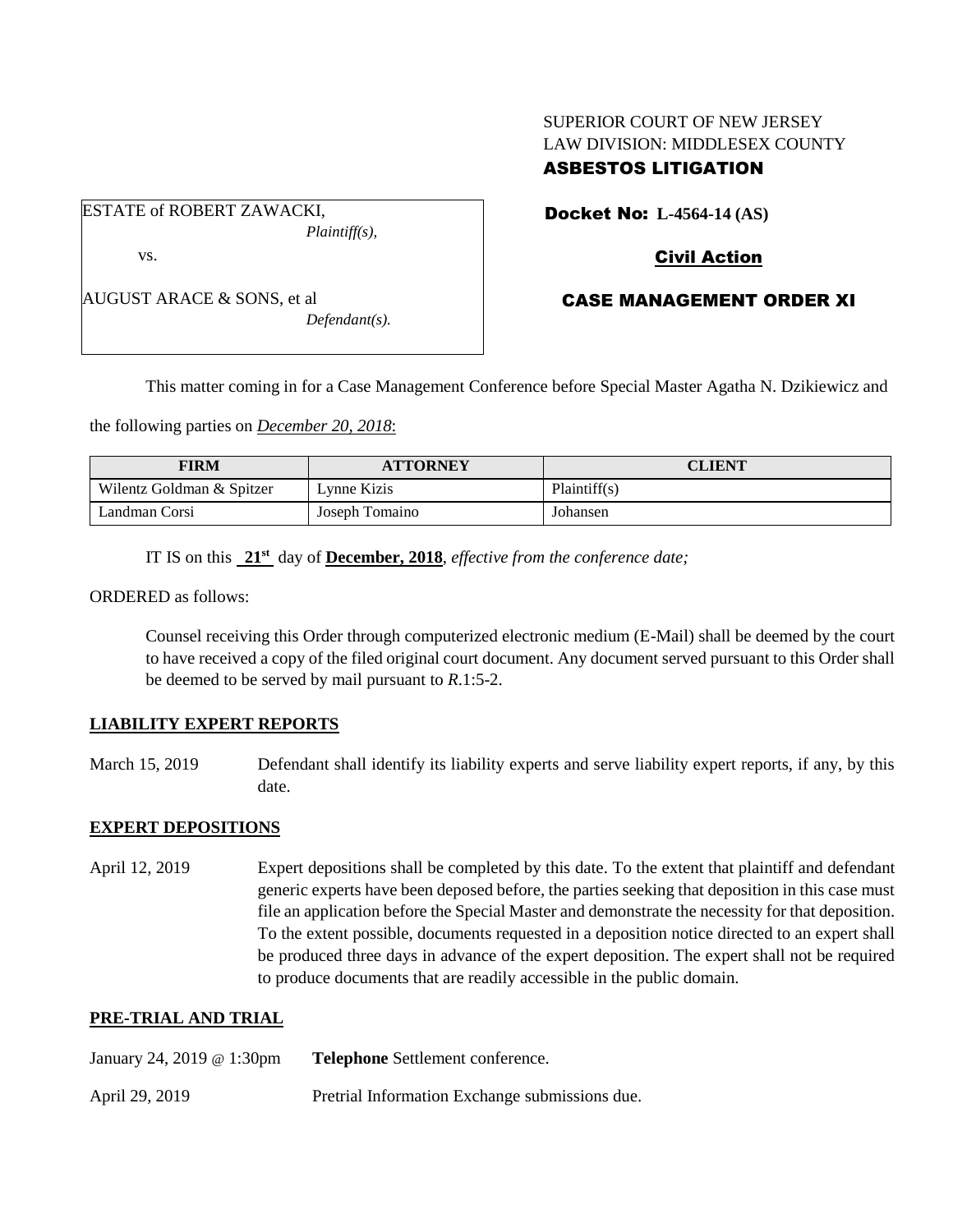SUPERIOR COURT OF NEW JERSEY
LAW DIVISION: MIDDLESEX COUNTY
**ASBESTOS LITIGATION**

ESTATE of ROBERT ZAWACKI,
*Plaintiff(s),*

vs.

AUGUST ARACE & SONS, et al
*Defendant(s).*

**Docket No: L-4564-14 (AS)**

**Civil Action**

**CASE MANAGEMENT ORDER XI**

This matter coming in for a Case Management Conference before Special Master Agatha N. Dzikiewicz and the following parties on *December 20, 2018*:

| FIRM | ATTORNEY | CLIENT |
| --- | --- | --- |
| Wilentz Goldman & Spitzer | Lynne Kizis | Plaintiff(s) |
| Landman Corsi | Joseph Tomaino | Johansen |

IT IS on this **21st** day of **December, 2018**, *effective from the conference date;*

ORDERED as follows:

Counsel receiving this Order through computerized electronic medium (E-Mail) shall be deemed by the court to have received a copy of the filed original court document. Any document served pursuant to this Order shall be deemed to be served by mail pursuant to *R*.1:5-2.

**LIABILITY EXPERT REPORTS**

March 15, 2019 Defendant shall identify its liability experts and serve liability expert reports, if any, by this date.

**EXPERT DEPOSITIONS**

April 12, 2019 Expert depositions shall be completed by this date. To the extent that plaintiff and defendant generic experts have been deposed before, the parties seeking that deposition in this case must file an application before the Special Master and demonstrate the necessity for that deposition. To the extent possible, documents requested in a deposition notice directed to an expert shall be produced three days in advance of the expert deposition. The expert shall not be required to produce documents that are readily accessible in the public domain.

**PRE-TRIAL AND TRIAL**

January 24, 2019 @ 1:30pm **Telephone** Settlement conference.

April 29, 2019 Pretrial Information Exchange submissions due.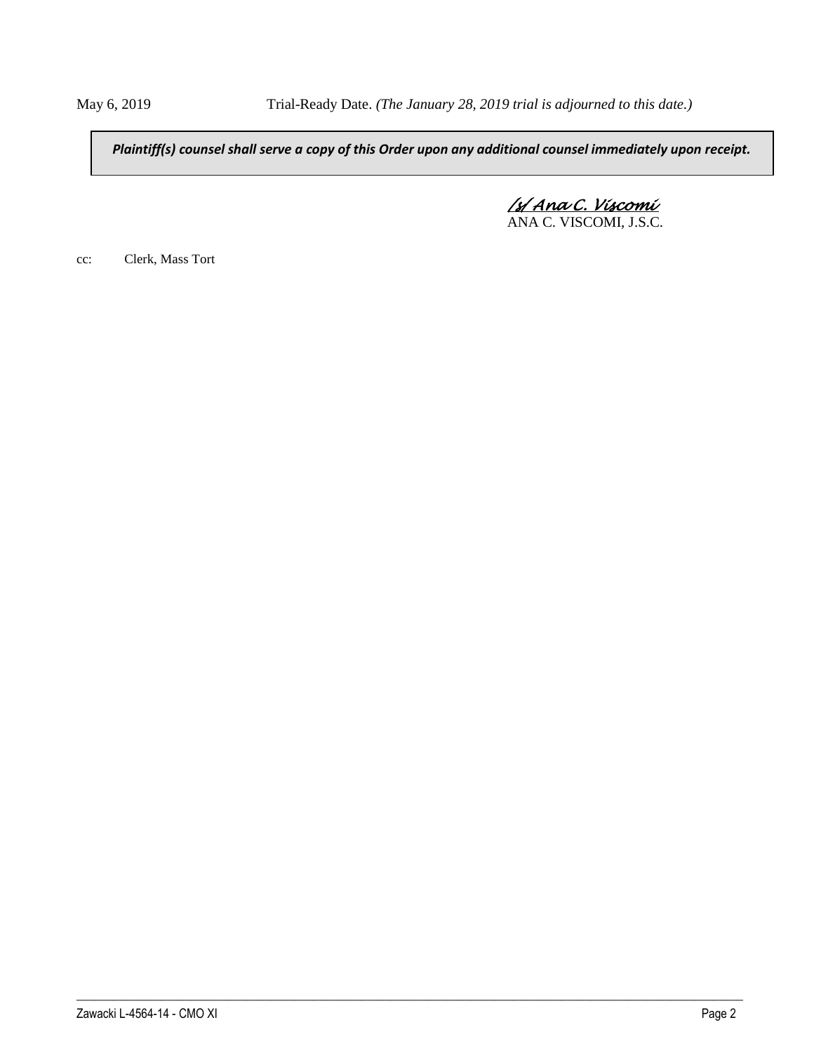| | |
|---|---|
| May 6, 2019 | Trial-Ready Date. *(The January 28, 2019 trial is adjourned to this date.)* |

***Plaintiff(s) counsel shall serve a copy of this Order upon any additional counsel immediately upon receipt.***

*/s/ Ana C. Viscomi*
ANA C. VISCOMI, J.S.C.

cc: Clerk, Mass Tort